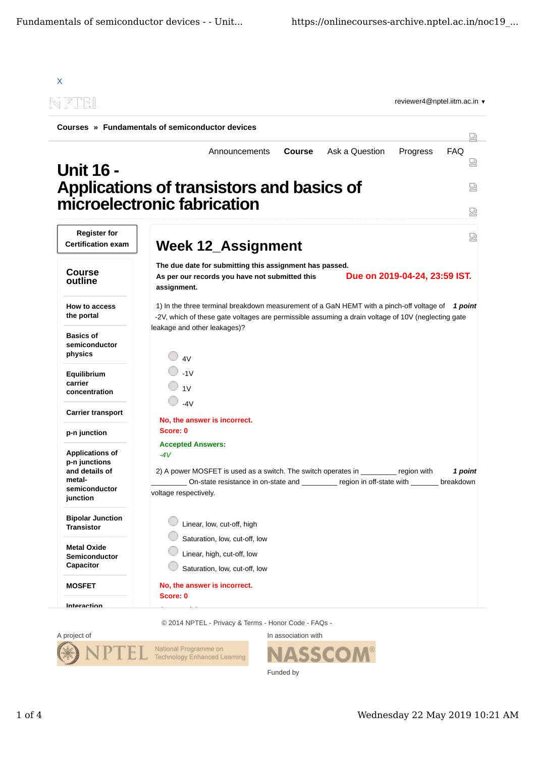X

NPTEL

reviewer4@nptel.iitm.ac.in ▼

**Courses** » **Fundamentals of semiconductor devices**

Announcements | **Course** | Ask a Question | Progress | FAQ

# Unit 16 - Applications of transistors and basics of microelectronic fabrication

**Register for Certification exam**

## Course outline

- How to access the portal
- Basics of semiconductor physics
- Equilibrium carrier concentration
- Carrier transport
- p-n junction
- Applications of p-n junctions and details of metal-semiconductor junction
- Bipolar Junction Transistor
- Metal Oxide Semiconductor Capacitor
- MOSFET
- Interaction

## Week 12_Assignment

**The due date for submitting this assignment has passed.**

**Due on 2019-04-24, 23:59 IST.**

**As per our records you have not submitted this assignment.**

1) In the three terminal breakdown measurement of a GaN HEMT with a pinch-off voltage of -2V, which of these gate voltages are permissible assuming a drain voltage of 10V (neglecting gate leakage and other leakages)? ***1 point***

- 4V
- -1V
- 1V
- -4V

**No, the answer is incorrect.**
**Score: 0**

**Accepted Answers:**
*-4V*

2) A power MOSFET is used as a switch. The switch operates in _________ region with _________ On-state resistance in on-state and _________ region in off-state with _______ breakdown voltage respectively. ***1 point***

- Linear, low, cut-off, high
- Saturation, low, cut-off, low
- Linear, high, cut-off, low
- Saturation, low, cut-off, low

**No, the answer is incorrect.**
**Score: 0**

© 2014 NPTEL - Privacy & Terms - Honor Code - FAQs -

A project of NPTEL National Programme on Technology Enhanced Learning

In association with NASSCOM

Funded by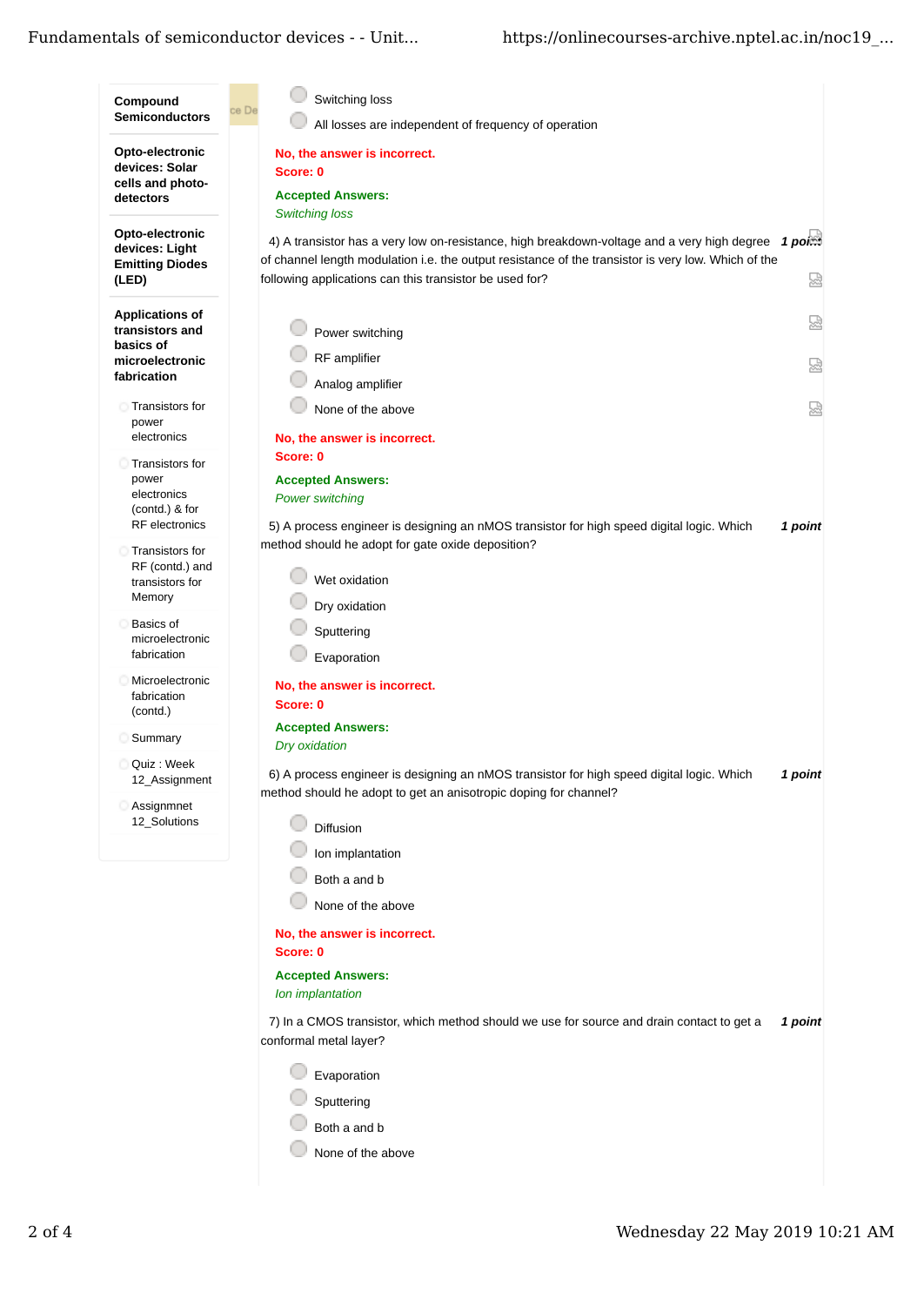- Compound Semiconductors
- Opto-electronic devices: Solar cells and photo-detectors
- Opto-electronic devices: Light Emitting Diodes (LED)
- Applications of transistors and basics of microelectronic fabrication
  - Transistors for power electronics
  - Transistors for power electronics (contd.) & for RF electronics
  - Transistors for RF (contd.) and transistors for Memory
  - Basics of microelectronic fabrication
  - Microelectronic fabrication (contd.)
  - Summary
  - Quiz : Week 12_Assignment
  - Assignmnet 12_Solutions

- Switching loss
- All losses are independent of frequency of operation

**No, the answer is incorrect.**
**Score: 0**

**Accepted Answers:**
*Switching loss*

4) A transistor has a very low on-resistance, high breakdown-voltage and a very high degree of channel length modulation i.e. the output resistance of the transistor is very low. Which of the following applications can this transistor be used for? *1 point*

- Power switching
- RF amplifier
- Analog amplifier
- None of the above

**No, the answer is incorrect.**
**Score: 0**

**Accepted Answers:**
*Power switching*

5) A process engineer is designing an nMOS transistor for high speed digital logic. Which method should he adopt for gate oxide deposition? *1 point*

- Wet oxidation
- Dry oxidation
- Sputtering
- Evaporation

**No, the answer is incorrect.**
**Score: 0**

**Accepted Answers:**
*Dry oxidation*

6) A process engineer is designing an nMOS transistor for high speed digital logic. Which method should he adopt to get an anisotropic doping for channel? *1 point*

- Diffusion
- Ion implantation
- Both a and b
- None of the above

**No, the answer is incorrect.**
**Score: 0**

**Accepted Answers:**
*Ion implantation*

7) In a CMOS transistor, which method should we use for source and drain contact to get a conformal metal layer? *1 point*

- Evaporation
- Sputtering
- Both a and b
- None of the above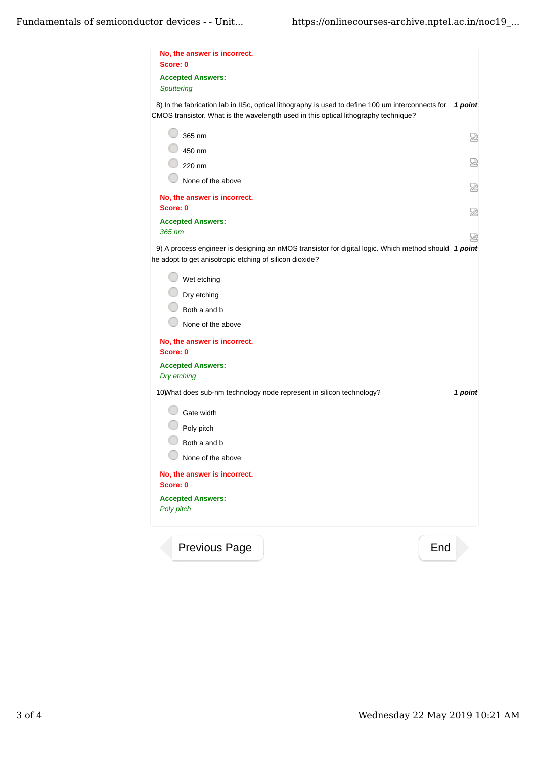**No, the answer is incorrect.**
**Score: 0**

**Accepted Answers:**
*Sputtering*

8) In the fabrication lab in IISc, optical lithography is used to define 100 um interconnects for CMOS transistor. What is the wavelength used in this optical lithography technique? ***1 point***

- 365 nm
- 450 nm
- 220 nm
- None of the above

**No, the answer is incorrect.**
**Score: 0**

**Accepted Answers:**
*365 nm*

9) A process engineer is designing an nMOS transistor for digital logic. Which method should he adopt to get anisotropic etching of silicon dioxide? ***1 point***

- Wet etching
- Dry etching
- Both a and b
- None of the above

**No, the answer is incorrect.**
**Score: 0**

**Accepted Answers:**
*Dry etching*

10)What does sub-nm technology node represent in silicon technology? ***1 point***

- Gate width
- Poly pitch
- Both a and b
- None of the above

**No, the answer is incorrect.**
**Score: 0**

**Accepted Answers:**
*Poly pitch*

Previous Page | End